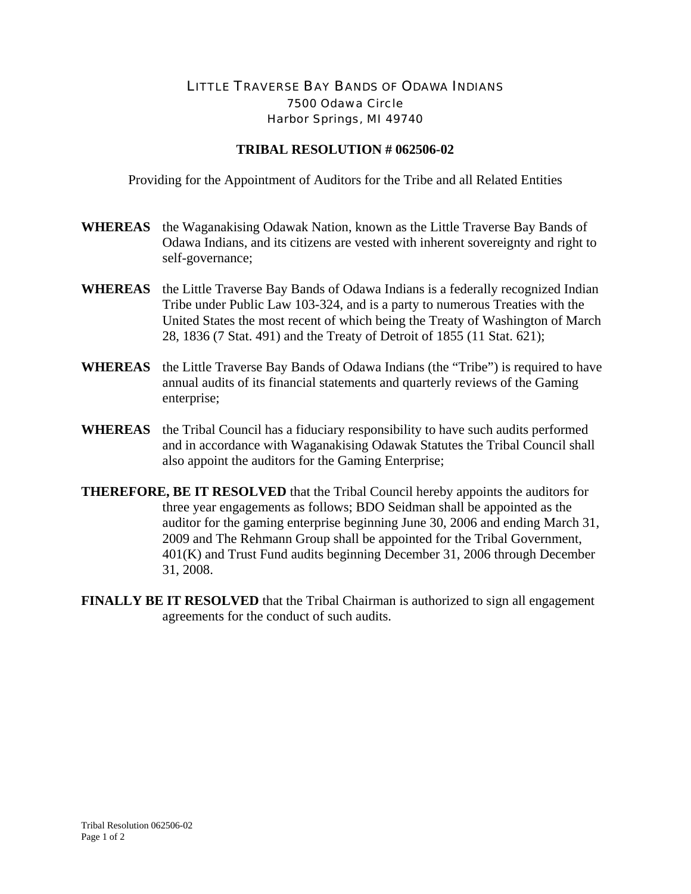LITTLE TRAVERSE BAY BANDS OF ODAWA INDIANS
7500 Odawa Circle
Harbor Springs, MI 49740

# TRIBAL RESOLUTION # 062506-02

Providing for the Appointment of Auditors for the Tribe and all Related Entities

**WHEREAS** the Waganakising Odawak Nation, known as the Little Traverse Bay Bands of Odawa Indians, and its citizens are vested with inherent sovereignty and right to self-governance;

**WHEREAS** the Little Traverse Bay Bands of Odawa Indians is a federally recognized Indian Tribe under Public Law 103-324, and is a party to numerous Treaties with the United States the most recent of which being the Treaty of Washington of March 28, 1836 (7 Stat. 491) and the Treaty of Detroit of 1855 (11 Stat. 621);

**WHEREAS** the Little Traverse Bay Bands of Odawa Indians (the "Tribe") is required to have annual audits of its financial statements and quarterly reviews of the Gaming enterprise;

**WHEREAS** the Tribal Council has a fiduciary responsibility to have such audits performed and in accordance with Waganakising Odawak Statutes the Tribal Council shall also appoint the auditors for the Gaming Enterprise;

**THEREFORE, BE IT RESOLVED** that the Tribal Council hereby appoints the auditors for three year engagements as follows; BDO Seidman shall be appointed as the auditor for the gaming enterprise beginning June 30, 2006 and ending March 31, 2009 and The Rehmann Group shall be appointed for the Tribal Government, 401(K) and Trust Fund audits beginning December 31, 2006 through December 31, 2008.

**FINALLY BE IT RESOLVED** that the Tribal Chairman is authorized to sign all engagement agreements for the conduct of such audits.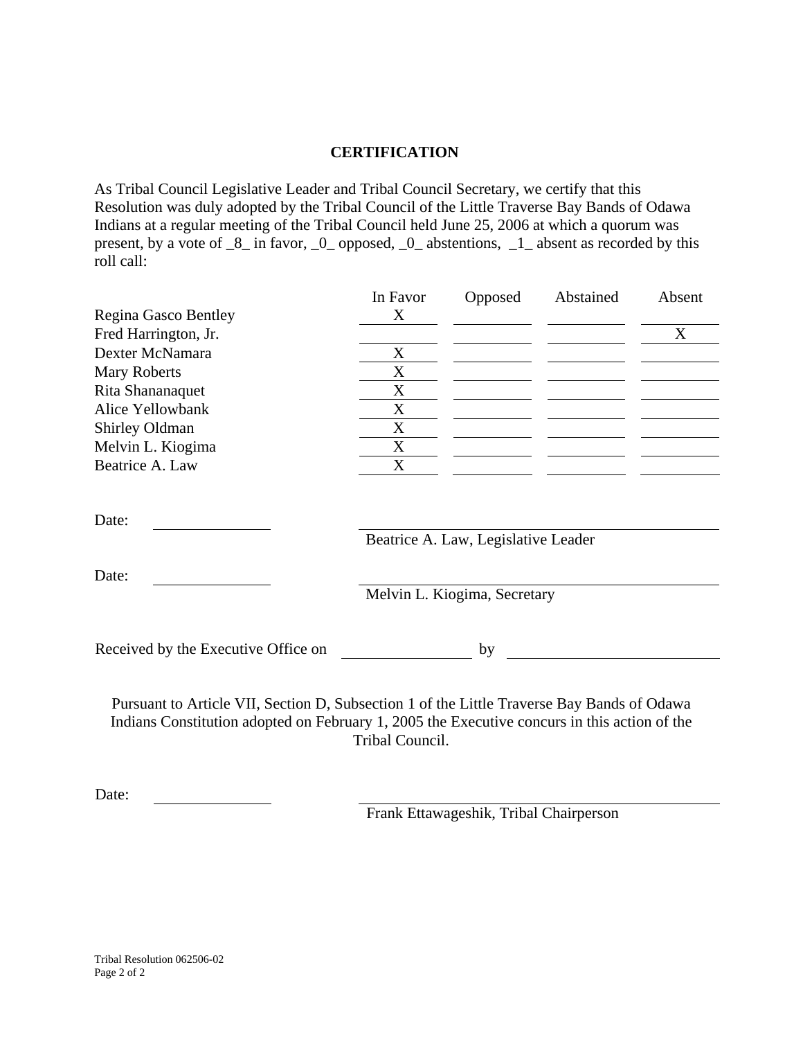## CERTIFICATION

As Tribal Council Legislative Leader and Tribal Council Secretary, we certify that this Resolution was duly adopted by the Tribal Council of the Little Traverse Bay Bands of Odawa Indians at a regular meeting of the Tribal Council held June 25, 2006 at which a quorum was present, by a vote of _8_ in favor, _0_ opposed, _0_ abstentions, _1_ absent as recorded by this roll call:

| | In Favor | Opposed | Abstained | Absent |
|---|---|---|---|---|
| Regina Gasco Bentley | X | | | |
| Fred Harrington, Jr. | | | | X |
| Dexter McNamara | X | | | |
| Mary Roberts | X | | | |
| Rita Shananaquet | X | | | |
| Alice Yellowbank | X | | | |
| Shirley Oldman | X | | | |
| Melvin L. Kiogima | X | | | |
| Beatrice A. Law | X | | | |

Date: ______________ ____________________________
Beatrice A. Law, Legislative Leader

Date: ______________ ____________________________
Melvin L. Kiogima, Secretary

Received by the Executive Office on ______________ by ____________________________

Pursuant to Article VII, Section D, Subsection 1 of the Little Traverse Bay Bands of Odawa Indians Constitution adopted on February 1, 2005 the Executive concurs in this action of the Tribal Council.

Date: ______________ ____________________________
Frank Ettawageshik, Tribal Chairperson

Tribal Resolution 062506-02